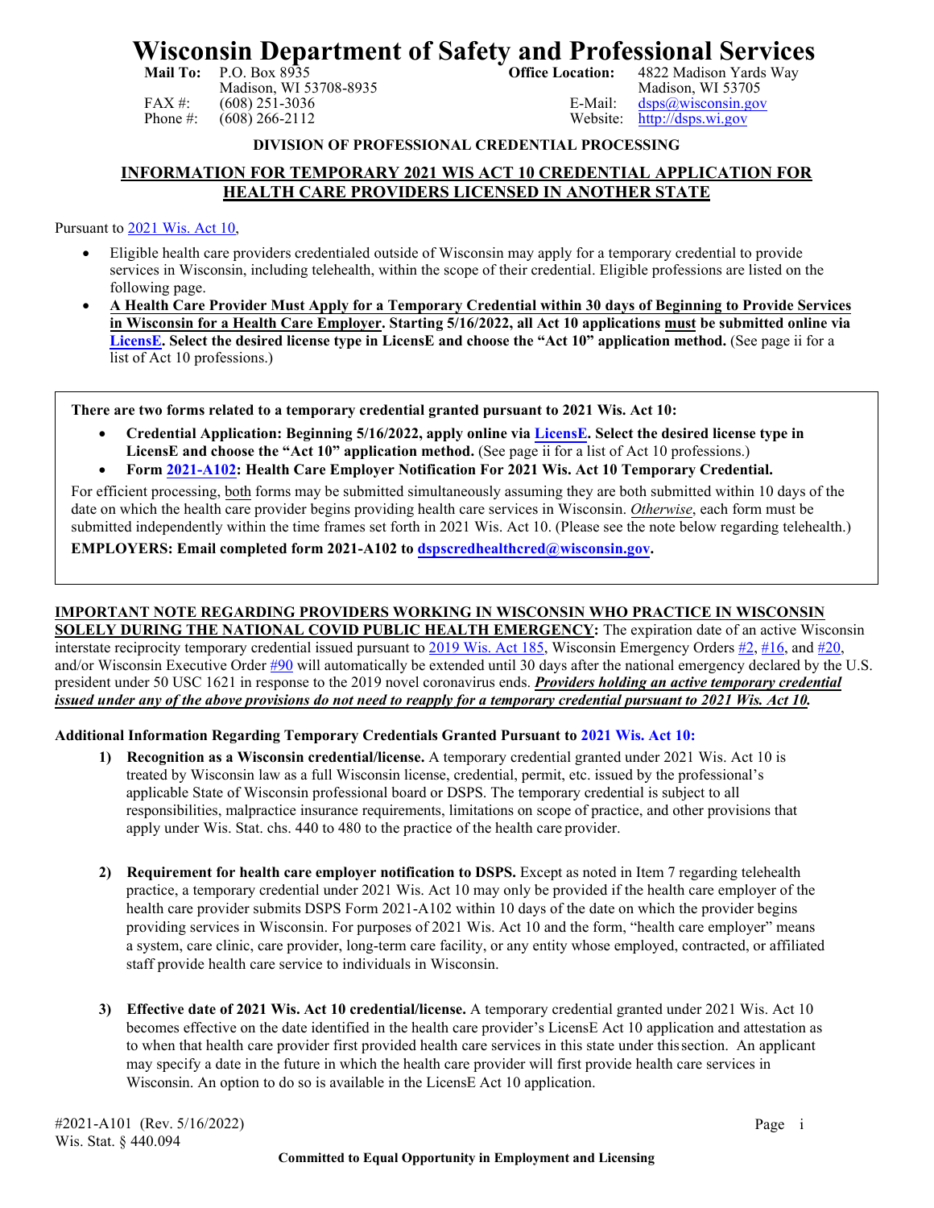# Wisconsin Department of Safety and Professional Services

**Mail To:** P.O. Box 8935
Madison, WI 53708-8935
FAX #: (608) 251-3036
Phone #: (608) 266-2112

**Office Location:** 4822 Madison Yards Way
Madison, WI 53705
E-Mail: dsps@wisconsin.gov
Website: http://dsps.wi.gov

**DIVISION OF PROFESSIONAL CREDENTIAL PROCESSING**

## INFORMATION FOR TEMPORARY 2021 WIS ACT 10 CREDENTIAL APPLICATION FOR HEALTH CARE PROVIDERS LICENSED IN ANOTHER STATE

Pursuant to 2021 Wis. Act 10,

- Eligible health care providers credentialed outside of Wisconsin may apply for a temporary credential to provide services in Wisconsin, including telehealth, within the scope of their credential. Eligible professions are listed on the following page.
- **A Health Care Provider Must Apply for a Temporary Credential within 30 days of Beginning to Provide Services in Wisconsin for a Health Care Employer. Starting 5/16/2022, all Act 10 applications must be submitted online via LicensE. Select the desired license type in LicensE and choose the "Act 10" application method.** (See page ii for a list of Act 10 professions.)

**There are two forms related to a temporary credential granted pursuant to 2021 Wis. Act 10:**

- **Credential Application: Beginning 5/16/2022, apply online via LicensE. Select the desired license type in LicensE and choose the "Act 10" application method.** (See page ii for a list of Act 10 professions.)
- **Form 2021-A102: Health Care Employer Notification For 2021 Wis. Act 10 Temporary Credential.**

For efficient processing, both forms may be submitted simultaneously assuming they are both submitted within 10 days of the date on which the health care provider begins providing health care services in Wisconsin. *Otherwise*, each form must be submitted independently within the time frames set forth in 2021 Wis. Act 10. (Please see the note below regarding telehealth.)

**EMPLOYERS: Email completed form 2021-A102 to dspscredhealthcred@wisconsin.gov.**

**IMPORTANT NOTE REGARDING PROVIDERS WORKING IN WISCONSIN WHO PRACTICE IN WISCONSIN SOLELY DURING THE NATIONAL COVID PUBLIC HEALTH EMERGENCY:** The expiration date of an active Wisconsin interstate reciprocity temporary credential issued pursuant to 2019 Wis. Act 185, Wisconsin Emergency Orders #2, #16, and #20, and/or Wisconsin Executive Order #90 will automatically be extended until 30 days after the national emergency declared by the U.S. president under 50 USC 1621 in response to the 2019 novel coronavirus ends. ***Providers holding an active temporary credential issued under any of the above provisions do not need to reapply for a temporary credential pursuant to 2021 Wis. Act 10.***

**Additional Information Regarding Temporary Credentials Granted Pursuant to 2021 Wis. Act 10:**

1) **Recognition as a Wisconsin credential/license.** A temporary credential granted under 2021 Wis. Act 10 is treated by Wisconsin law as a full Wisconsin license, credential, permit, etc. issued by the professional's applicable State of Wisconsin professional board or DSPS. The temporary credential is subject to all responsibilities, malpractice insurance requirements, limitations on scope of practice, and other provisions that apply under Wis. Stat. chs. 440 to 480 to the practice of the health care provider.

2) **Requirement for health care employer notification to DSPS.** Except as noted in Item 7 regarding telehealth practice, a temporary credential under 2021 Wis. Act 10 may only be provided if the health care employer of the health care provider submits DSPS Form 2021-A102 within 10 days of the date on which the provider begins providing services in Wisconsin. For purposes of 2021 Wis. Act 10 and the form, "health care employer" means a system, care clinic, care provider, long-term care facility, or any entity whose employed, contracted, or affiliated staff provide health care service to individuals in Wisconsin.

3) **Effective date of 2021 Wis. Act 10 credential/license.** A temporary credential granted under 2021 Wis. Act 10 becomes effective on the date identified in the health care provider's LicensE Act 10 application and attestation as to when that health care provider first provided health care services in this state under this section. An applicant may specify a date in the future in which the health care provider will first provide health care services in Wisconsin. An option to do so is available in the LicensE Act 10 application.

#2021-A101 (Rev. 5/16/2022)
Wis. Stat. § 440.094

**Committed to Equal Opportunity in Employment and Licensing**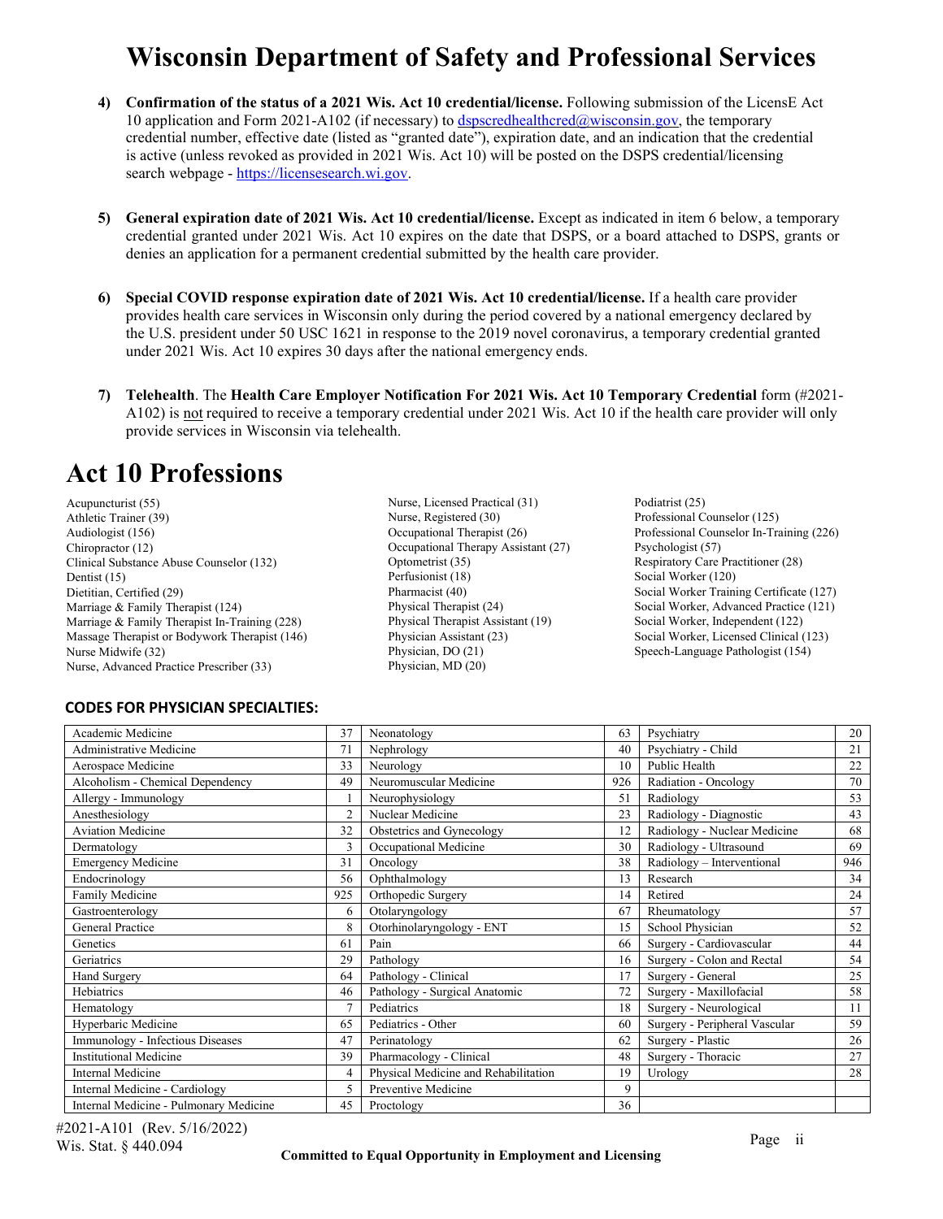# Wisconsin Department of Safety and Professional Services

4) **Confirmation of the status of a 2021 Wis. Act 10 credential/license.** Following submission of the LicensE Act 10 application and Form 2021-A102 (if necessary) to dspscredhealthcred@wisconsin.gov, the temporary credential number, effective date (listed as "granted date"), expiration date, and an indication that the credential is active (unless revoked as provided in 2021 Wis. Act 10) will be posted on the DSPS credential/licensing search webpage - https://licensesearch.wi.gov.

5) **General expiration date of 2021 Wis. Act 10 credential/license.** Except as indicated in item 6 below, a temporary credential granted under 2021 Wis. Act 10 expires on the date that DSPS, or a board attached to DSPS, grants or denies an application for a permanent credential submitted by the health care provider.

6) **Special COVID response expiration date of 2021 Wis. Act 10 credential/license.** If a health care provider provides health care services in Wisconsin only during the period covered by a national emergency declared by the U.S. president under 50 USC 1621 in response to the 2019 novel coronavirus, a temporary credential granted under 2021 Wis. Act 10 expires 30 days after the national emergency ends.

7) **Telehealth**. The **Health Care Employer Notification For 2021 Wis. Act 10 Temporary Credential** form (#2021-A102) is not required to receive a temporary credential under 2021 Wis. Act 10 if the health care provider will only provide services in Wisconsin via telehealth.

# Act 10 Professions

Acupuncturist (55)
Athletic Trainer (39)
Audiologist (156)
Chiropractor (12)
Clinical Substance Abuse Counselor (132)
Dentist (15)
Dietitian, Certified (29)
Marriage & Family Therapist (124)
Marriage & Family Therapist In-Training (228)
Massage Therapist or Bodywork Therapist (146)
Nurse Midwife (32)
Nurse, Advanced Practice Prescriber (33)
Nurse, Licensed Practical (31)
Nurse, Registered (30)
Occupational Therapist (26)
Occupational Therapy Assistant (27)
Optometrist (35)
Perfusionist (18)
Pharmacist (40)
Physical Therapist (24)
Physical Therapist Assistant (19)
Physician Assistant (23)
Physician, DO (21)
Physician, MD (20)
Podiatrist (25)
Professional Counselor (125)
Professional Counselor In-Training (226)
Psychologist (57)
Respiratory Care Practitioner (28)
Social Worker (120)
Social Worker Training Certificate (127)
Social Worker, Advanced Practice (121)
Social Worker, Independent (122)
Social Worker, Licensed Clinical (123)
Speech-Language Pathologist (154)

**CODES FOR PHYSICIAN SPECIALTIES:**

| | | | | | |
|---|---|---|---|---|---|
| Academic Medicine | 37 | Neonatology | 63 | Psychiatry | 20 |
| Administrative Medicine | 71 | Nephrology | 40 | Psychiatry - Child | 21 |
| Aerospace Medicine | 33 | Neurology | 10 | Public Health | 22 |
| Alcoholism - Chemical Dependency | 49 | Neuromuscular Medicine | 926 | Radiation - Oncology | 70 |
| Allergy - Immunology | 1 | Neurophysiology | 51 | Radiology | 53 |
| Anesthesiology | 2 | Nuclear Medicine | 23 | Radiology - Diagnostic | 43 |
| Aviation Medicine | 32 | Obstetrics and Gynecology | 12 | Radiology - Nuclear Medicine | 68 |
| Dermatology | 3 | Occupational Medicine | 30 | Radiology - Ultrasound | 69 |
| Emergency Medicine | 31 | Oncology | 38 | Radiology – Interventional | 946 |
| Endocrinology | 56 | Ophthalmology | 13 | Research | 34 |
| Family Medicine | 925 | Orthopedic Surgery | 14 | Retired | 24 |
| Gastroenterology | 6 | Otolaryngology | 67 | Rheumatology | 57 |
| General Practice | 8 | Otorhinolaryngology - ENT | 15 | School Physician | 52 |
| Genetics | 61 | Pain | 66 | Surgery - Cardiovascular | 44 |
| Geriatrics | 29 | Pathology | 16 | Surgery - Colon and Rectal | 54 |
| Hand Surgery | 64 | Pathology - Clinical | 17 | Surgery - General | 25 |
| Hebiatrics | 46 | Pathology - Surgical Anatomic | 72 | Surgery - Maxillofacial | 58 |
| Hematology | 7 | Pediatrics | 18 | Surgery - Neurological | 11 |
| Hyperbaric Medicine | 65 | Pediatrics - Other | 60 | Surgery - Peripheral Vascular | 59 |
| Immunology - Infectious Diseases | 47 | Perinatology | 62 | Surgery - Plastic | 26 |
| Institutional Medicine | 39 | Pharmacology - Clinical | 48 | Surgery - Thoracic | 27 |
| Internal Medicine | 4 | Physical Medicine and Rehabilitation | 19 | Urology | 28 |
| Internal Medicine - Cardiology | 5 | Preventive Medicine | 9 | | |
| Internal Medicine - Pulmonary Medicine | 45 | Proctology | 36 | | |

#2021-A101 (Rev. 5/16/2022)
Wis. Stat. § 440.094

**Committed to Equal Opportunity in Employment and Licensing**